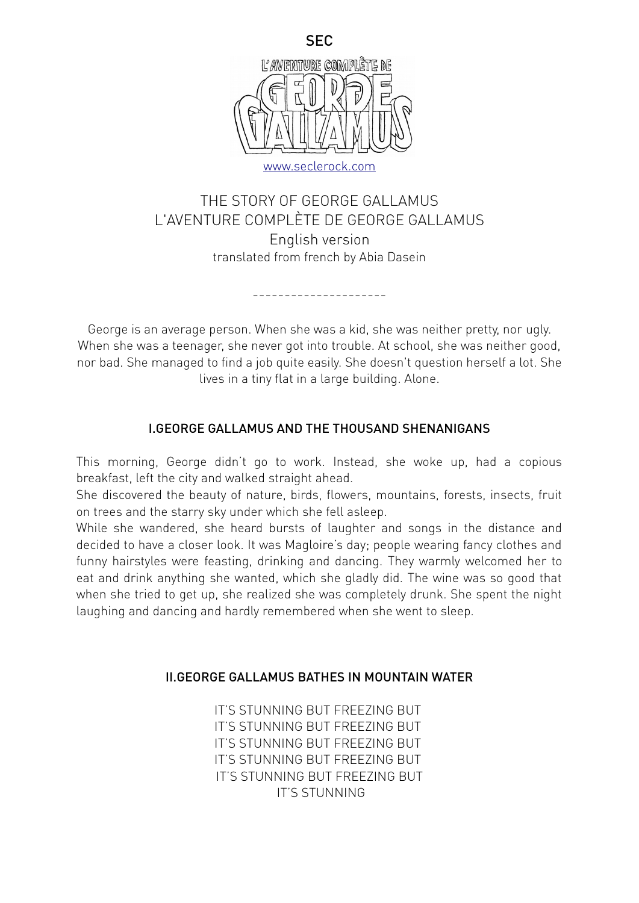SEC

L'AVENTURE COMPLÈTE DE GEORGE GALLAMUS

www.seclerock.com

# THE STORY OF GEORGE GALLAMUS
# L'AVENTURE COMPLÈTE DE GEORGE GALLAMUS

English version

translated from french by Abia Dasein

---------------------

George is an average person. When she was a kid, she was neither pretty, nor ugly. When she was a teenager, she never got into trouble. At school, she was neither good, nor bad. She managed to find a job quite easily. She doesn't question herself a lot. She lives in a tiny flat in a large building. Alone.

## I.GEORGE GALLAMUS AND THE THOUSAND SHENANIGANS

This morning, George didn't go to work. Instead, she woke up, had a copious breakfast, left the city and walked straight ahead.

She discovered the beauty of nature, birds, flowers, mountains, forests, insects, fruit on trees and the starry sky under which she fell asleep.

While she wandered, she heard bursts of laughter and songs in the distance and decided to have a closer look. It was Magloire's day; people wearing fancy clothes and funny hairstyles were feasting, drinking and dancing. They warmly welcomed her to eat and drink anything she wanted, which she gladly did. The wine was so good that when she tried to get up, she realized she was completely drunk. She spent the night laughing and dancing and hardly remembered when she went to sleep.

## II.GEORGE GALLAMUS BATHES IN MOUNTAIN WATER

IT'S STUNNING BUT FREEZING BUT  
IT'S STUNNING BUT FREEZING BUT  
IT'S STUNNING BUT FREEZING BUT  
IT'S STUNNING BUT FREEZING BUT  
IT'S STUNNING BUT FREEZING BUT  
IT'S STUNNING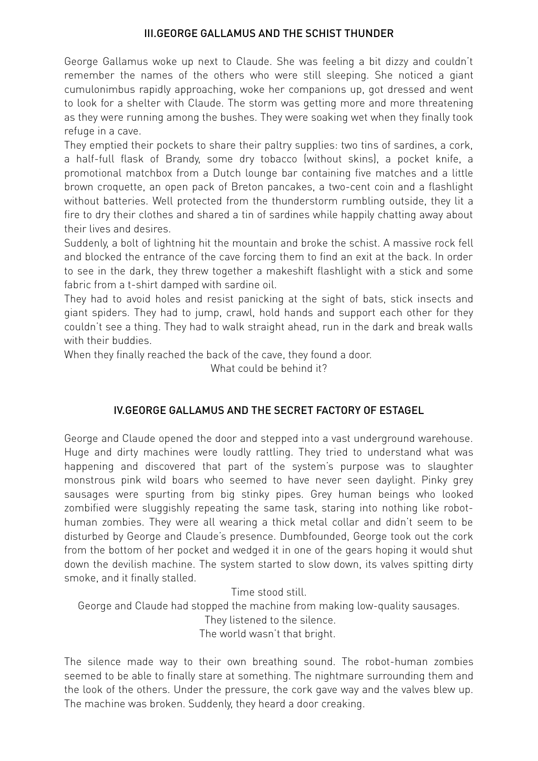## III.GEORGE GALLAMUS AND THE SCHIST THUNDER

George Gallamus woke up next to Claude. She was feeling a bit dizzy and couldn't remember the names of the others who were still sleeping. She noticed a giant cumulonimbus rapidly approaching, woke her companions up, got dressed and went to look for a shelter with Claude. The storm was getting more and more threatening as they were running among the bushes. They were soaking wet when they finally took refuge in a cave.

They emptied their pockets to share their paltry supplies: two tins of sardines, a cork, a half-full flask of Brandy, some dry tobacco (without skins), a pocket knife, a promotional matchbox from a Dutch lounge bar containing five matches and a little brown croquette, an open pack of Breton pancakes, a two-cent coin and a flashlight without batteries. Well protected from the thunderstorm rumbling outside, they lit a fire to dry their clothes and shared a tin of sardines while happily chatting away about their lives and desires.

Suddenly, a bolt of lightning hit the mountain and broke the schist. A massive rock fell and blocked the entrance of the cave forcing them to find an exit at the back. In order to see in the dark, they threw together a makeshift flashlight with a stick and some fabric from a t-shirt damped with sardine oil.

They had to avoid holes and resist panicking at the sight of bats, stick insects and giant spiders. They had to jump, crawl, hold hands and support each other for they couldn't see a thing. They had to walk straight ahead, run in the dark and break walls with their buddies.

When they finally reached the back of the cave, they found a door.

What could be behind it?

## IV.GEORGE GALLAMUS AND THE SECRET FACTORY OF ESTAGEL

George and Claude opened the door and stepped into a vast underground warehouse. Huge and dirty machines were loudly rattling. They tried to understand what was happening and discovered that part of the system's purpose was to slaughter monstrous pink wild boars who seemed to have never seen daylight. Pinky grey sausages were spurting from big stinky pipes. Grey human beings who looked zombified were sluggishly repeating the same task, staring into nothing like robot-human zombies. They were all wearing a thick metal collar and didn't seem to be disturbed by George and Claude's presence. Dumbfounded, George took out the cork from the bottom of her pocket and wedged it in one of the gears hoping it would shut down the devilish machine. The system started to slow down, its valves spitting dirty smoke, and it finally stalled.

Time stood still.

George and Claude had stopped the machine from making low-quality sausages.

They listened to the silence.

The world wasn't that bright.

The silence made way to their own breathing sound. The robot-human zombies seemed to be able to finally stare at something. The nightmare surrounding them and the look of the others. Under the pressure, the cork gave way and the valves blew up. The machine was broken. Suddenly, they heard a door creaking.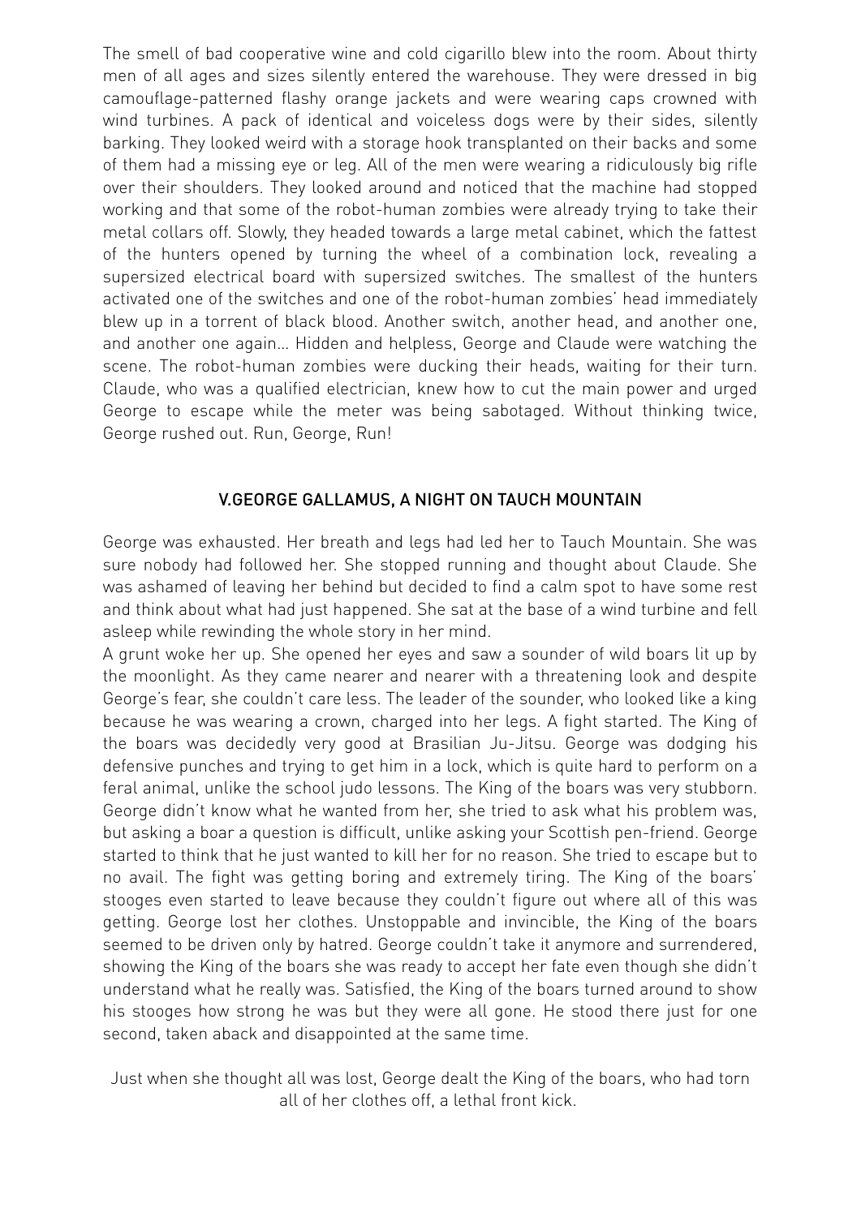The smell of bad cooperative wine and cold cigarillo blew into the room. About thirty men of all ages and sizes silently entered the warehouse. They were dressed in big camouflage-patterned flashy orange jackets and were wearing caps crowned with wind turbines. A pack of identical and voiceless dogs were by their sides, silently barking. They looked weird with a storage hook transplanted on their backs and some of them had a missing eye or leg. All of the men were wearing a ridiculously big rifle over their shoulders. They looked around and noticed that the machine had stopped working and that some of the robot-human zombies were already trying to take their metal collars off. Slowly, they headed towards a large metal cabinet, which the fattest of the hunters opened by turning the wheel of a combination lock, revealing a supersized electrical board with supersized switches. The smallest of the hunters activated one of the switches and one of the robot-human zombies' head immediately blew up in a torrent of black blood. Another switch, another head, and another one, and another one again... Hidden and helpless, George and Claude were watching the scene. The robot-human zombies were ducking their heads, waiting for their turn. Claude, who was a qualified electrician, knew how to cut the main power and urged George to escape while the meter was being sabotaged. Without thinking twice, George rushed out. Run, George, Run!

## V.GEORGE GALLAMUS, A NIGHT ON TAUCH MOUNTAIN

George was exhausted. Her breath and legs had led her to Tauch Mountain. She was sure nobody had followed her. She stopped running and thought about Claude. She was ashamed of leaving her behind but decided to find a calm spot to have some rest and think about what had just happened. She sat at the base of a wind turbine and fell asleep while rewinding the whole story in her mind.

A grunt woke her up. She opened her eyes and saw a sounder of wild boars lit up by the moonlight. As they came nearer and nearer with a threatening look and despite George's fear, she couldn't care less. The leader of the sounder, who looked like a king because he was wearing a crown, charged into her legs. A fight started. The King of the boars was decidedly very good at Brasilian Ju-Jitsu. George was dodging his defensive punches and trying to get him in a lock, which is quite hard to perform on a feral animal, unlike the school judo lessons. The King of the boars was very stubborn. George didn't know what he wanted from her, she tried to ask what his problem was, but asking a boar a question is difficult, unlike asking your Scottish pen-friend. George started to think that he just wanted to kill her for no reason. She tried to escape but to no avail. The fight was getting boring and extremely tiring. The King of the boars' stooges even started to leave because they couldn't figure out where all of this was getting. George lost her clothes. Unstoppable and invincible, the King of the boars seemed to be driven only by hatred. George couldn't take it anymore and surrendered, showing the King of the boars she was ready to accept her fate even though she didn't understand what he really was. Satisfied, the King of the boars turned around to show his stooges how strong he was but they were all gone. He stood there just for one second, taken aback and disappointed at the same time.

Just when she thought all was lost, George dealt the King of the boars, who had torn all of her clothes off, a lethal front kick.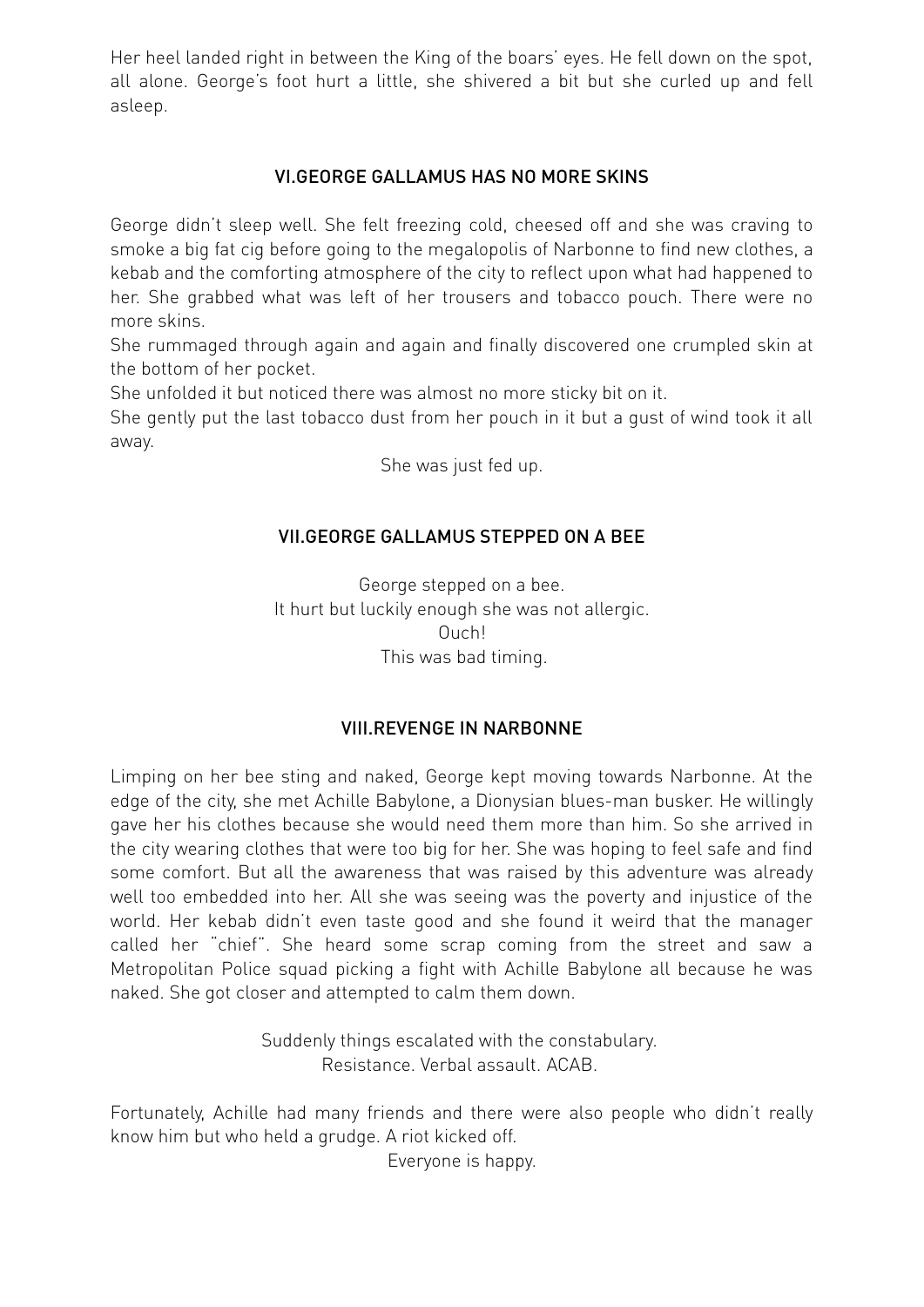Her heel landed right in between the King of the boars' eyes. He fell down on the spot, all alone. George's foot hurt a little, she shivered a bit but she curled up and fell asleep.

## VI.GEORGE GALLAMUS HAS NO MORE SKINS

George didn't sleep well. She felt freezing cold, cheesed off and she was craving to smoke a big fat cig before going to the megalopolis of Narbonne to find new clothes, a kebab and the comforting atmosphere of the city to reflect upon what had happened to her. She grabbed what was left of her trousers and tobacco pouch. There were no more skins.

She rummaged through again and again and finally discovered one crumpled skin at the bottom of her pocket.

She unfolded it but noticed there was almost no more sticky bit on it.

She gently put the last tobacco dust from her pouch in it but a gust of wind took it all away.

She was just fed up.

## VII.GEORGE GALLAMUS STEPPED ON A BEE

George stepped on a bee.  
It hurt but luckily enough she was not allergic.  
Ouch!  
This was bad timing.

## VIII.REVENGE IN NARBONNE

Limping on her bee sting and naked, George kept moving towards Narbonne. At the edge of the city, she met Achille Babylone, a Dionysian blues-man busker. He willingly gave her his clothes because she would need them more than him. So she arrived in the city wearing clothes that were too big for her. She was hoping to feel safe and find some comfort. But all the awareness that was raised by this adventure was already well too embedded into her. All she was seeing was the poverty and injustice of the world. Her kebab didn't even taste good and she found it weird that the manager called her "chief". She heard some scrap coming from the street and saw a Metropolitan Police squad picking a fight with Achille Babylone all because he was naked. She got closer and attempted to calm them down.

Suddenly things escalated with the constabulary.  
Resistance. Verbal assault. ACAB.

Fortunately, Achille had many friends and there were also people who didn't really know him but who held a grudge. A riot kicked off.

Everyone is happy.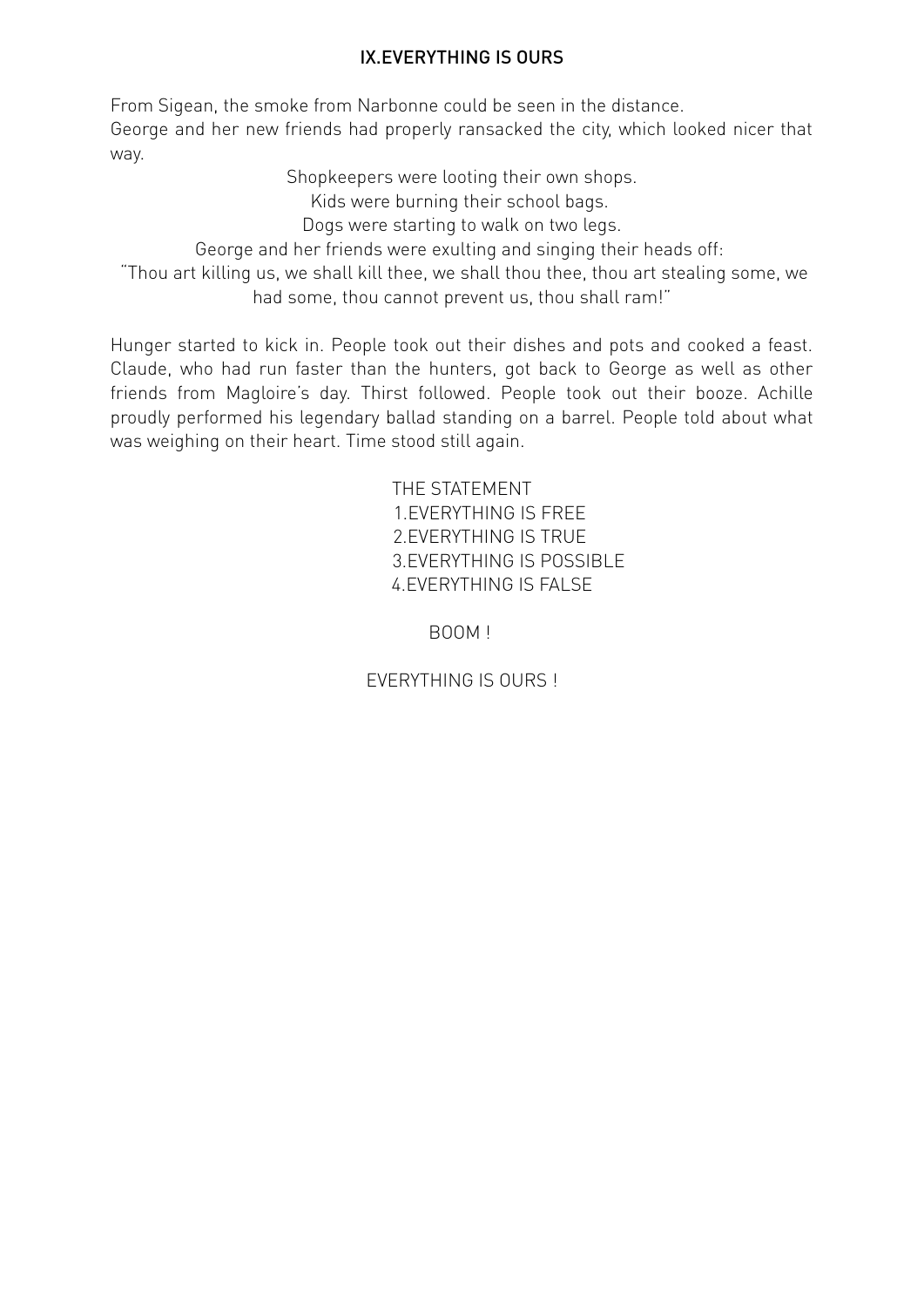## IX.EVERYTHING IS OURS

From Sigean, the smoke from Narbonne could be seen in the distance.
George and her new friends had properly ransacked the city, which looked nicer that way.

Shopkeepers were looting their own shops.
Kids were burning their school bags.
Dogs were starting to walk on two legs.
George and her friends were exulting and singing their heads off:
"Thou art killing us, we shall kill thee, we shall thou thee, thou art stealing some, we had some, thou cannot prevent us, thou shall ram!"

Hunger started to kick in. People took out their dishes and pots and cooked a feast. Claude, who had run faster than the hunters, got back to George as well as other friends from Magloire's day. Thirst followed. People took out their booze. Achille proudly performed his legendary ballad standing on a barrel. People told about what was weighing on their heart. Time stood still again.

THE STATEMENT

1.EVERYTHING IS FREE
2.EVERYTHING IS TRUE
3.EVERYTHING IS POSSIBLE
4.EVERYTHING IS FALSE

BOOM !

EVERYTHING IS OURS !